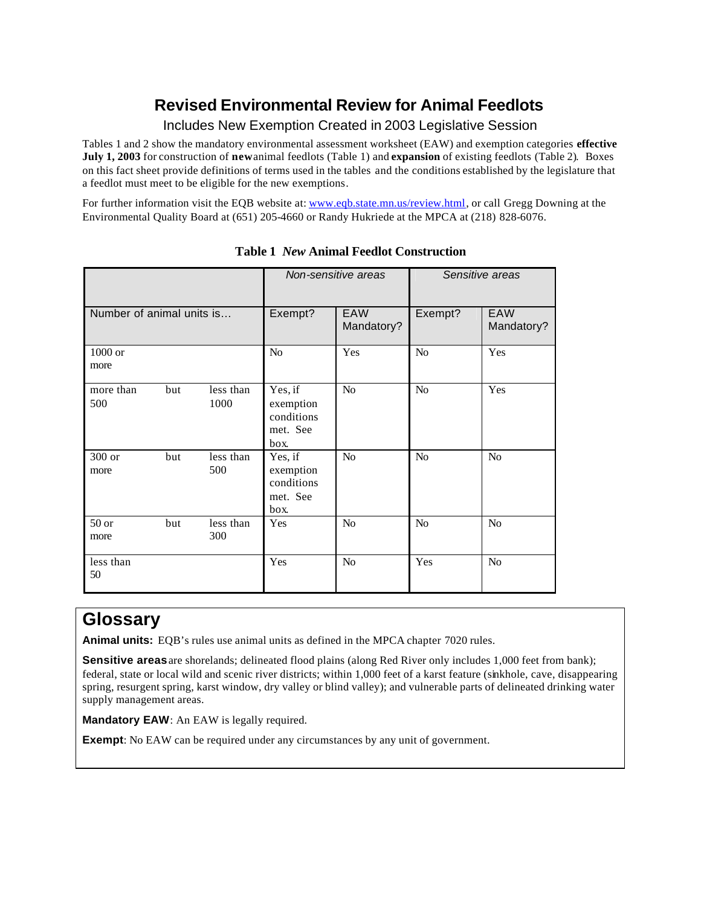# Revised Environmental Review for Animal Feedlots

## Includes New Exemption Created in 2003 Legislative Session

Tables 1 and 2 show the mandatory environmental assessment worksheet (EAW) and exemption categories **effective July 1, 2003** for construction of **new** animal feedlots (Table 1) and **expansion** of existing feedlots (Table 2). Boxes on this fact sheet provide definitions of terms used in the tables and the conditions established by the legislature that a feedlot must meet to be eligible for the new exemptions.

For further information visit the EQB website at: [www.eqb.state.mn.us/review.html](www.eqb.state.mn.us/review.html), or call Gregg Downing at the Environmental Quality Board at (651) 205-4660 or Randy Hukriede at the MPCA at (218) 828-6076.

**Table 1** ***New*** **Animal Feedlot Construction**

| | *Non-sensitive areas* | | *Sensitive areas* | |
|---|---|---|---|---|
| Number of animal units is… | Exempt? | EAW Mandatory? | Exempt? | EAW Mandatory? |
| 1000 or more | No | Yes | No | Yes |
| more than 500 but less than 1000 | Yes, if exemption conditions met. See box. | No | No | Yes |
| 300 or more but less than 500 | Yes, if exemption conditions met. See box. | No | No | No |
| 50 or more but less than 300 | Yes | No | No | No |
| less than 50 | Yes | No | Yes | No |

## Glossary

**Animal units:** EQB's rules use animal units as defined in the MPCA chapter 7020 rules.

**Sensitive areas** are shorelands; delineated flood plains (along Red River only includes 1,000 feet from bank); federal, state or local wild and scenic river districts; within 1,000 feet of a karst feature (sinkhole, cave, disappearing spring, resurgent spring, karst window, dry valley or blind valley); and vulnerable parts of delineated drinking water supply management areas.

**Mandatory EAW**: An EAW is legally required.

**Exempt**: No EAW can be required under any circumstances by any unit of government.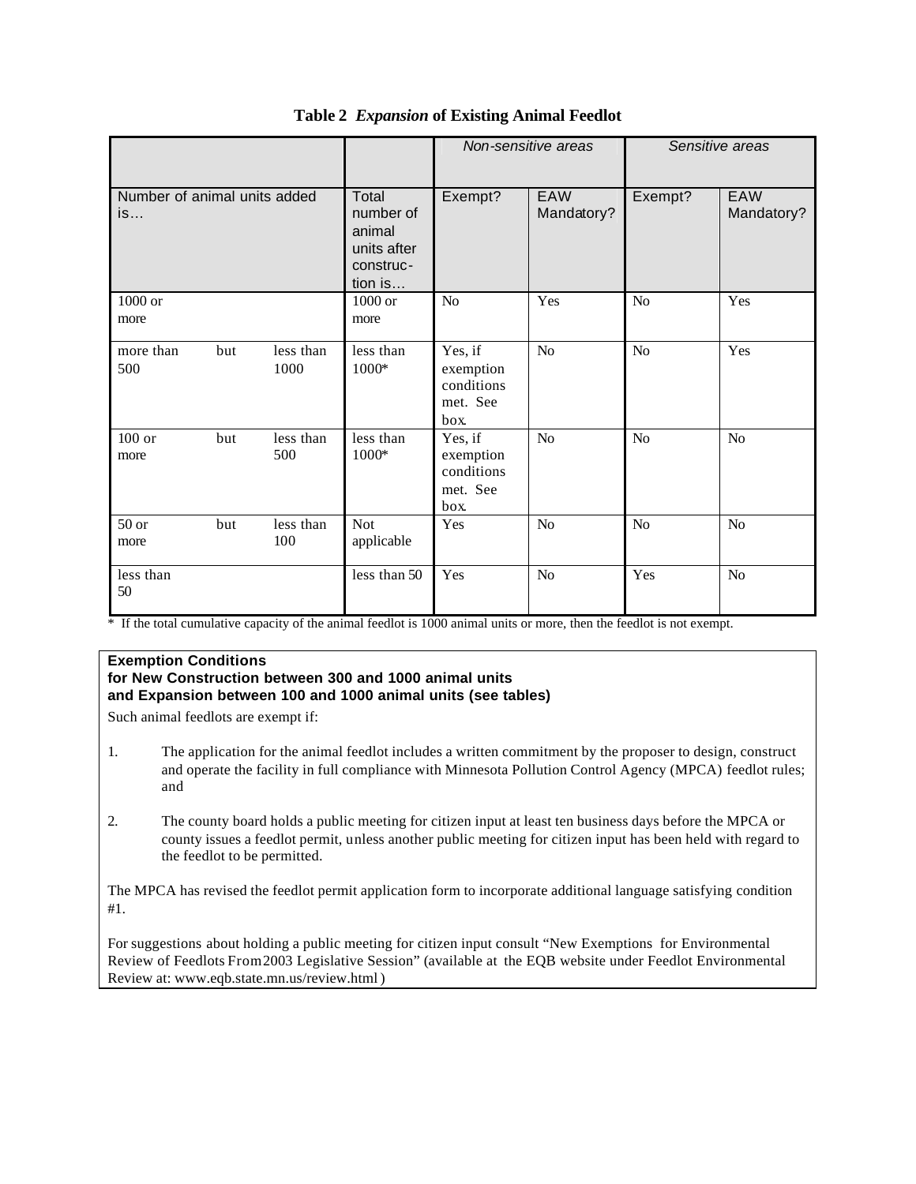**Table 2 *Expansion* of Existing Animal Feedlot**

| | | | | *Non-sensitive areas* | | *Sensitive areas* | |
|---|---|---|---|---|---|---|---|
| Number of animal units added is… | | | Total number of animal units after construc-tion is… | Exempt? | EAW Mandatory? | Exempt? | EAW Mandatory? |
| 1000 or more | | | 1000 or more | No | Yes | No | Yes |
| more than 500 | but | less than 1000 | less than 1000* | Yes, if exemption conditions met. See box. | No | No | Yes |
| 100 or more | but | less than 500 | less than 1000* | Yes, if exemption conditions met. See box. | No | No | No |
| 50 or more | but | less than 100 | Not applicable | Yes | No | No | No |
| less than 50 | | | less than 50 | Yes | No | Yes | No |

\* If the total cumulative capacity of the animal feedlot is 1000 animal units or more, then the feedlot is not exempt.

**Exemption Conditions**
**for New Construction between 300 and 1000 animal units**
**and Expansion between 100 and 1000 animal units (see tables)**

Such animal feedlots are exempt if:

1. The application for the animal feedlot includes a written commitment by the proposer to design, construct and operate the facility in full compliance with Minnesota Pollution Control Agency (MPCA) feedlot rules; and

2. The county board holds a public meeting for citizen input at least ten business days before the MPCA or county issues a feedlot permit, unless another public meeting for citizen input has been held with regard to the feedlot to be permitted.

The MPCA has revised the feedlot permit application form to incorporate additional language satisfying condition #1.

For suggestions about holding a public meeting for citizen input consult "New Exemptions for Environmental Review of Feedlots From 2003 Legislative Session" (available at the EQB website under Feedlot Environmental Review at: www.eqb.state.mn.us/review.html )